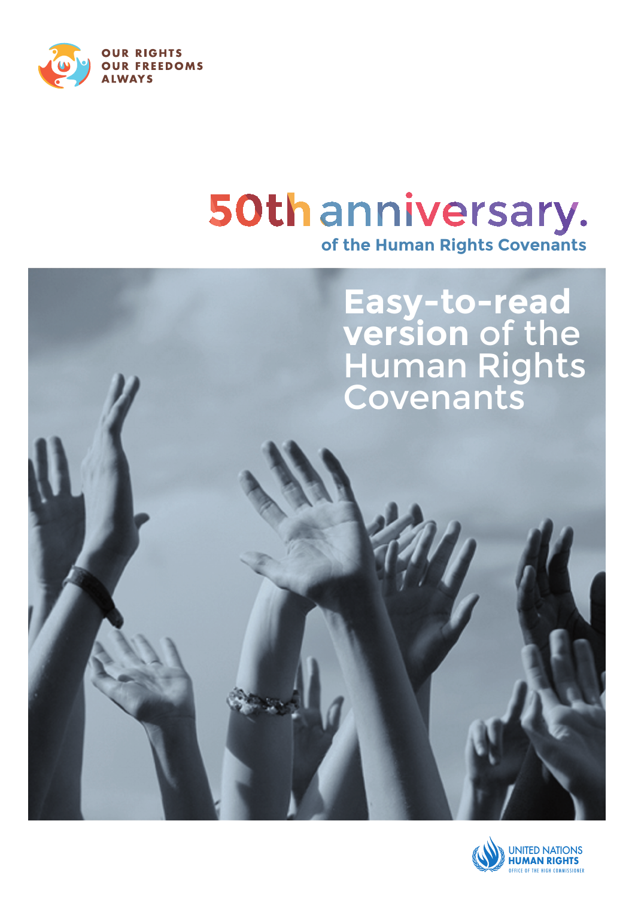OUR RIGHTS
OUR FREEDOMS
ALWAYS

# 50th anniversary.

## of the Human Rights Covenants

# **Easy-to-read version** of the Human Rights Covenants

UNITED NATIONS
HUMAN RIGHTS
OFFICE OF THE HIGH COMMISSIONER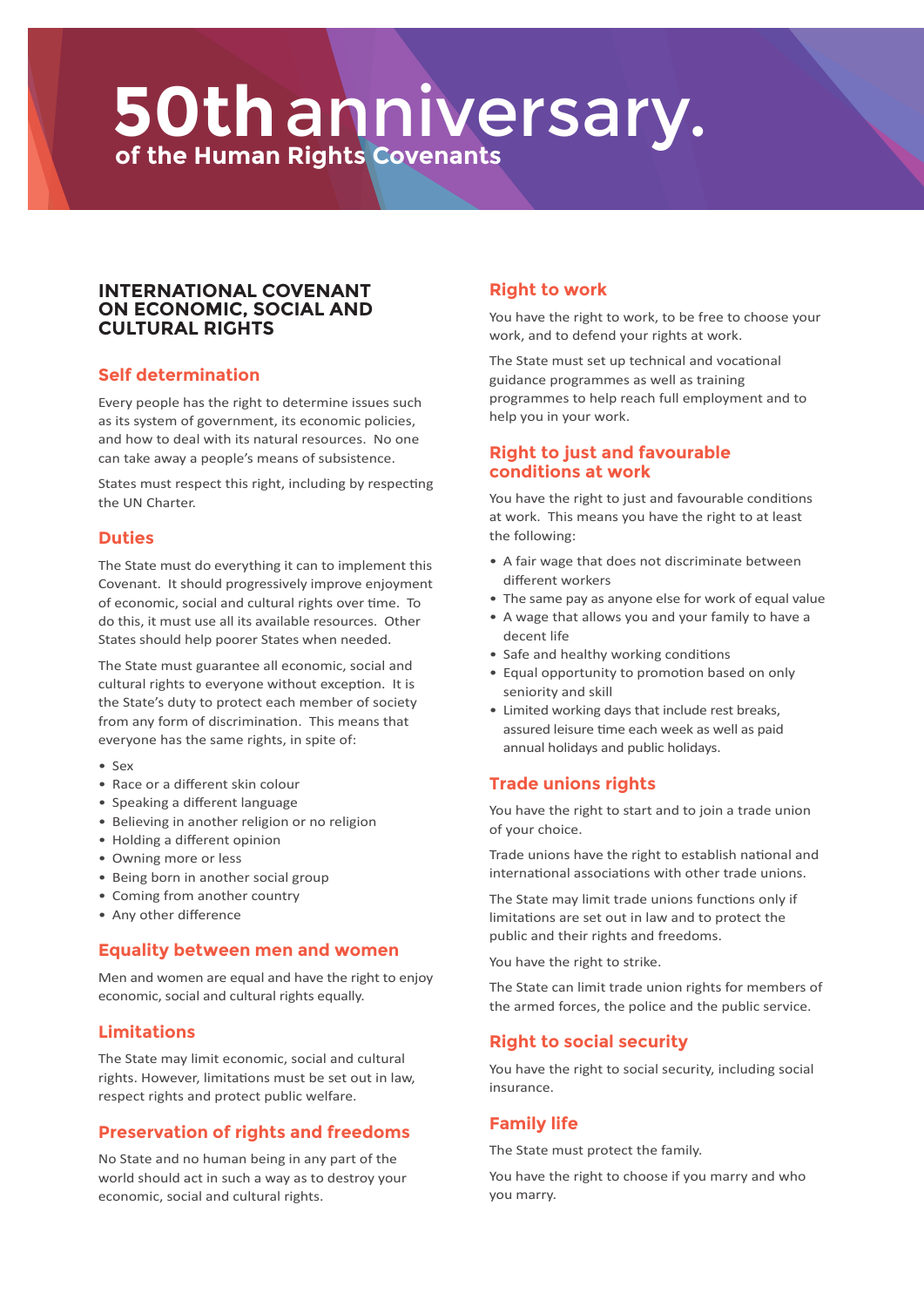# 50th anniversary.

## of the Human Rights Covenants

### INTERNATIONAL COVENANT ON ECONOMIC, SOCIAL AND CULTURAL RIGHTS

#### Self determination

Every people has the right to determine issues such as its system of government, its economic policies, and how to deal with its natural resources. No one can take away a people's means of subsistence.

States must respect this right, including by respecting the UN Charter.

#### Duties

The State must do everything it can to implement this Covenant. It should progressively improve enjoyment of economic, social and cultural rights over time. To do this, it must use all its available resources. Other States should help poorer States when needed.

The State must guarantee all economic, social and cultural rights to everyone without exception. It is the State's duty to protect each member of society from any form of discrimination. This means that everyone has the same rights, in spite of:

- Sex
- Race or a different skin colour
- Speaking a different language
- Believing in another religion or no religion
- Holding a different opinion
- Owning more or less
- Being born in another social group
- Coming from another country
- Any other difference

#### Equality between men and women

Men and women are equal and have the right to enjoy economic, social and cultural rights equally.

#### Limitations

The State may limit economic, social and cultural rights. However, limitations must be set out in law, respect rights and protect public welfare.

#### Preservation of rights and freedoms

No State and no human being in any part of the world should act in such a way as to destroy your economic, social and cultural rights.

#### Right to work

You have the right to work, to be free to choose your work, and to defend your rights at work.

The State must set up technical and vocational guidance programmes as well as training programmes to help reach full employment and to help you in your work.

#### Right to just and favourable conditions at work

You have the right to just and favourable conditions at work. This means you have the right to at least the following:

- A fair wage that does not discriminate between different workers
- The same pay as anyone else for work of equal value
- A wage that allows you and your family to have a decent life
- Safe and healthy working conditions
- Equal opportunity to promotion based on only seniority and skill
- Limited working days that include rest breaks, assured leisure time each week as well as paid annual holidays and public holidays.

#### Trade unions rights

You have the right to start and to join a trade union of your choice.

Trade unions have the right to establish national and international associations with other trade unions.

The State may limit trade unions functions only if limitations are set out in law and to protect the public and their rights and freedoms.

You have the right to strike.

The State can limit trade union rights for members of the armed forces, the police and the public service.

#### Right to social security

You have the right to social security, including social insurance.

#### Family life

The State must protect the family.

You have the right to choose if you marry and who you marry.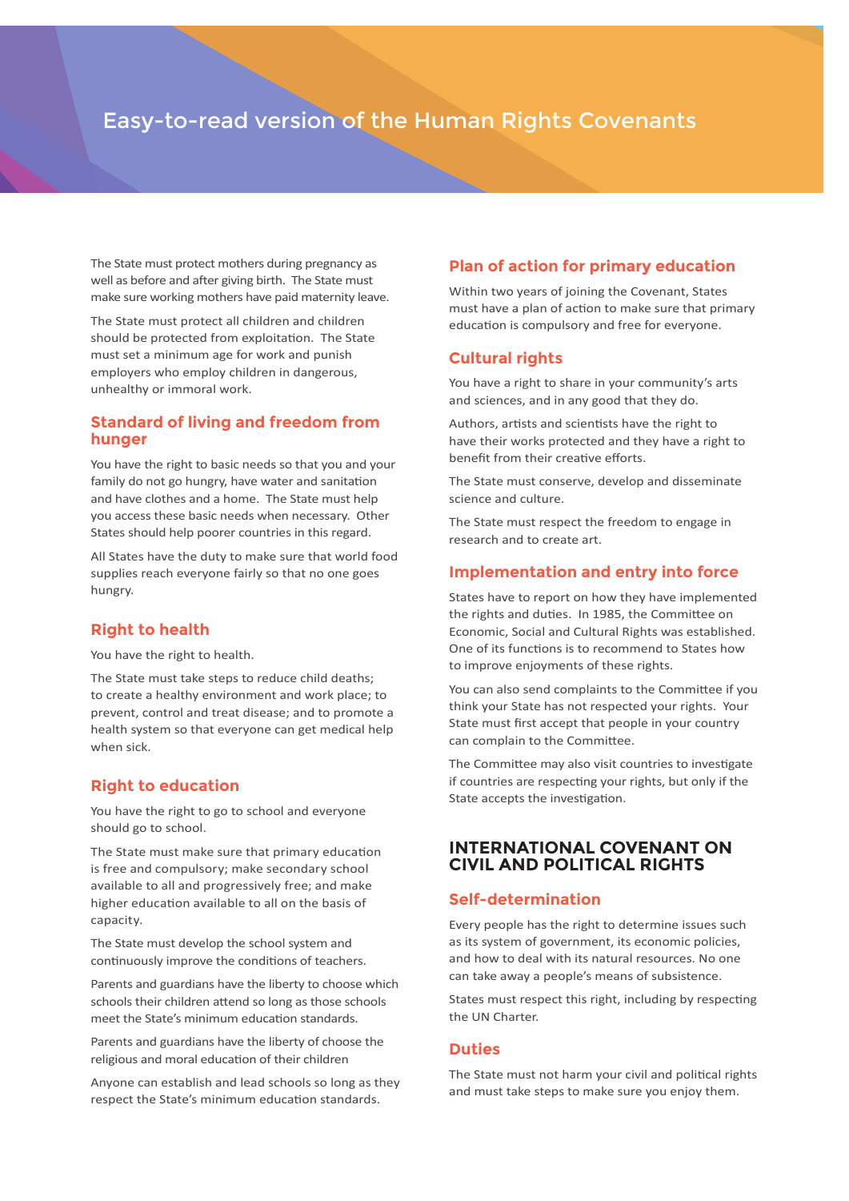The State must protect mothers during pregnancy as well as before and after giving birth. The State must make sure working mothers have paid maternity leave.

The State must protect all children and children should be protected from exploitation. The State must set a minimum age for work and punish employers who employ children in dangerous, unhealthy or immoral work.

### Standard of living and freedom from hunger

You have the right to basic needs so that you and your family do not go hungry, have water and sanitation and have clothes and a home. The State must help you access these basic needs when necessary. Other States should help poorer countries in this regard.

All States have the duty to make sure that world food supplies reach everyone fairly so that no one goes hungry.

### Right to health

You have the right to health.

The State must take steps to reduce child deaths; to create a healthy environment and work place; to prevent, control and treat disease; and to promote a health system so that everyone can get medical help when sick.

### Right to education

You have the right to go to school and everyone should go to school.

The State must make sure that primary education is free and compulsory; make secondary school available to all and progressively free; and make higher education available to all on the basis of capacity.

The State must develop the school system and continuously improve the conditions of teachers.

Parents and guardians have the liberty to choose which schools their children attend so long as those schools meet the State's minimum education standards.

Parents and guardians have the liberty of choose the religious and moral education of their children

Anyone can establish and lead schools so long as they respect the State's minimum education standards.

### Plan of action for primary education

Within two years of joining the Covenant, States must have a plan of action to make sure that primary education is compulsory and free for everyone.

### Cultural rights

You have a right to share in your community's arts and sciences, and in any good that they do.

Authors, artists and scientists have the right to have their works protected and they have a right to benefit from their creative efforts.

The State must conserve, develop and disseminate science and culture.

The State must respect the freedom to engage in research and to create art.

### Implementation and entry into force

States have to report on how they have implemented the rights and duties. In 1985, the Committee on Economic, Social and Cultural Rights was established. One of its functions is to recommend to States how to improve enjoyments of these rights.

You can also send complaints to the Committee if you think your State has not respected your rights. Your State must first accept that people in your country can complain to the Committee.

The Committee may also visit countries to investigate if countries are respecting your rights, but only if the State accepts the investigation.

## INTERNATIONAL COVENANT ON CIVIL AND POLITICAL RIGHTS

### Self-determination

Every people has the right to determine issues such as its system of government, its economic policies, and how to deal with its natural resources. No one can take away a people's means of subsistence.

States must respect this right, including by respecting the UN Charter.

### Duties

The State must not harm your civil and political rights and must take steps to make sure you enjoy them.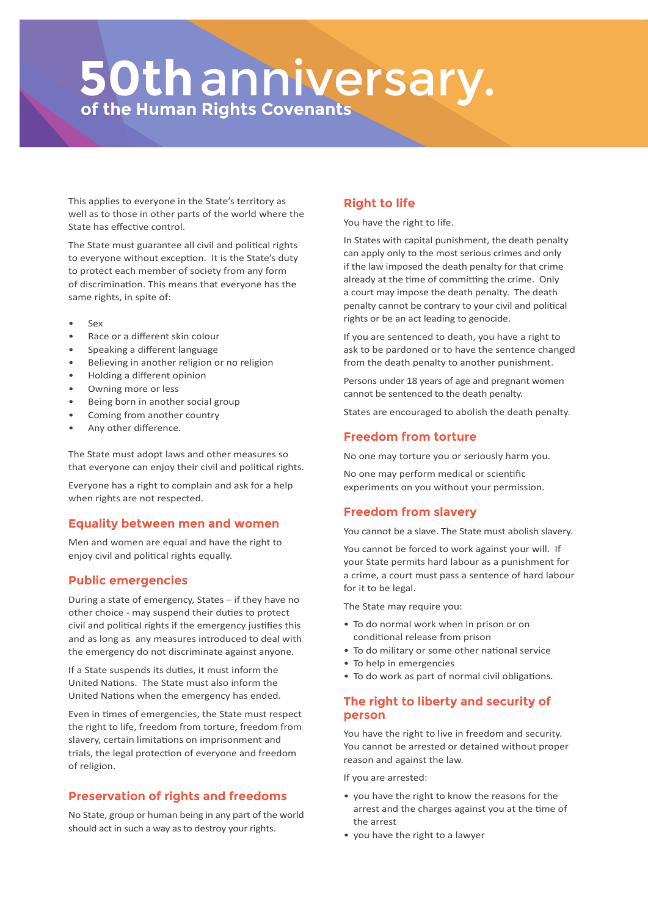# 50th anniversary.

## of the Human Rights Covenants

This applies to everyone in the State's territory as well as to those in other parts of the world where the State has effective control.

The State must guarantee all civil and political rights to everyone without exception. It is the State's duty to protect each member of society from any form of discrimination. This means that everyone has the same rights, in spite of:

- Sex
- Race or a different skin colour
- Speaking a different language
- Believing in another religion or no religion
- Holding a different opinion
- Owning more or less
- Being born in another social group
- Coming from another country
- Any other difference.

The State must adopt laws and other measures so that everyone can enjoy their civil and political rights.

Everyone has a right to complain and ask for a help when rights are not respected.

### Equality between men and women

Men and women are equal and have the right to enjoy civil and political rights equally.

### Public emergencies

During a state of emergency, States – if they have no other choice - may suspend their duties to protect civil and political rights if the emergency justifies this and as long as any measures introduced to deal with the emergency do not discriminate against anyone.

If a State suspends its duties, it must inform the United Nations. The State must also inform the United Nations when the emergency has ended.

Even in times of emergencies, the State must respect the right to life, freedom from torture, freedom from slavery, certain limitations on imprisonment and trials, the legal protection of everyone and freedom of religion.

### Preservation of rights and freedoms

No State, group or human being in any part of the world should act in such a way as to destroy your rights.

### Right to life

You have the right to life.

In States with capital punishment, the death penalty can apply only to the most serious crimes and only if the law imposed the death penalty for that crime already at the time of committing the crime. Only a court may impose the death penalty. The death penalty cannot be contrary to your civil and political rights or be an act leading to genocide.

If you are sentenced to death, you have a right to ask to be pardoned or to have the sentence changed from the death penalty to another punishment.

Persons under 18 years of age and pregnant women cannot be sentenced to the death penalty.

States are encouraged to abolish the death penalty.

### Freedom from torture

No one may torture you or seriously harm you.

No one may perform medical or scientific experiments on you without your permission.

### Freedom from slavery

You cannot be a slave. The State must abolish slavery.

You cannot be forced to work against your will. If your State permits hard labour as a punishment for a crime, a court must pass a sentence of hard labour for it to be legal.

The State may require you:

- To do normal work when in prison or on conditional release from prison
- To do military or some other national service
- To help in emergencies
- To do work as part of normal civil obligations.

### The right to liberty and security of person

You have the right to live in freedom and security. You cannot be arrested or detained without proper reason and against the law.

If you are arrested:

- you have the right to know the reasons for the arrest and the charges against you at the time of the arrest
- you have the right to a lawyer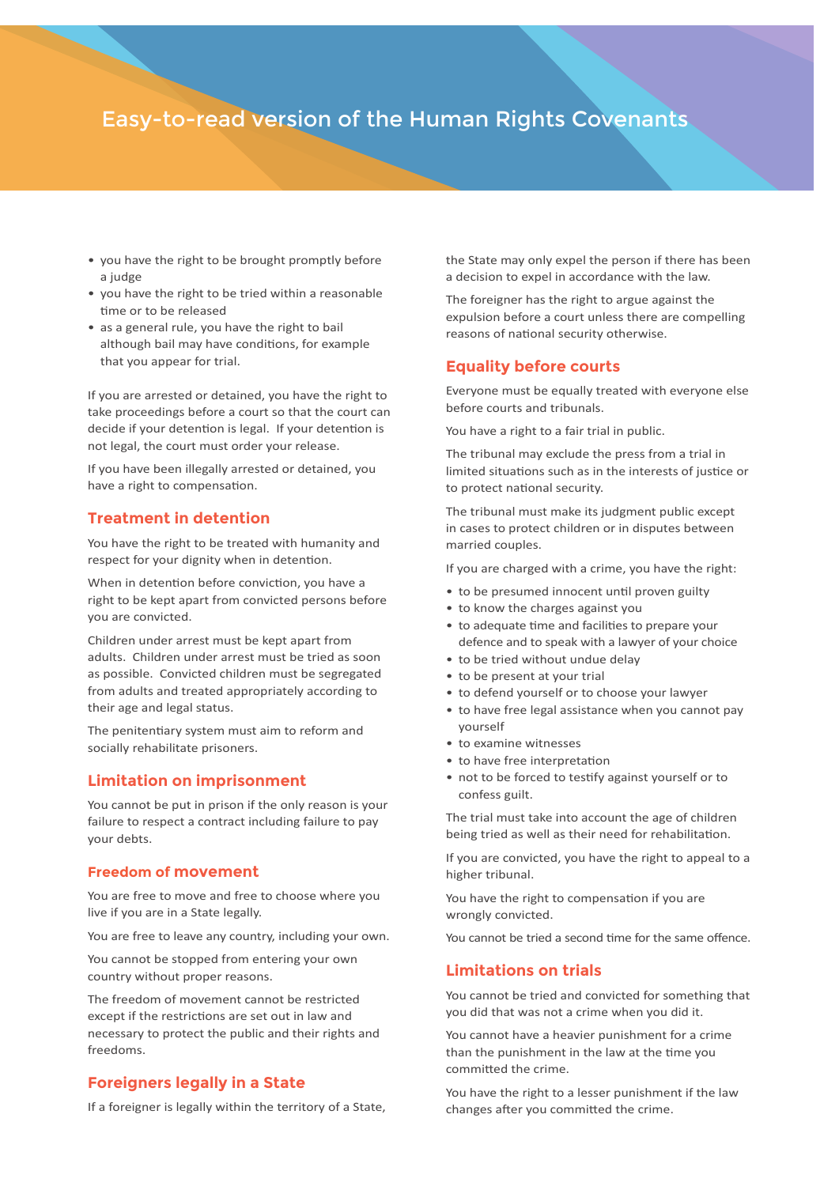# Easy-to-read version of the Human Rights Covenants

- you have the right to be brought promptly before a judge
- you have the right to be tried within a reasonable time or to be released
- as a general rule, you have the right to bail although bail may have conditions, for example that you appear for trial.

If you are arrested or detained, you have the right to take proceedings before a court so that the court can decide if your detention is legal. If your detention is not legal, the court must order your release.

If you have been illegally arrested or detained, you have a right to compensation.

## Treatment in detention

You have the right to be treated with humanity and respect for your dignity when in detention.

When in detention before conviction, you have a right to be kept apart from convicted persons before you are convicted.

Children under arrest must be kept apart from adults. Children under arrest must be tried as soon as possible. Convicted children must be segregated from adults and treated appropriately according to their age and legal status.

The penitentiary system must aim to reform and socially rehabilitate prisoners.

## Limitation on imprisonment

You cannot be put in prison if the only reason is your failure to respect a contract including failure to pay your debts.

## Freedom of movement

You are free to move and free to choose where you live if you are in a State legally.

You are free to leave any country, including your own.

You cannot be stopped from entering your own country without proper reasons.

The freedom of movement cannot be restricted except if the restrictions are set out in law and necessary to protect the public and their rights and freedoms.

## Foreigners legally in a State

If a foreigner is legally within the territory of a State, the State may only expel the person if there has been a decision to expel in accordance with the law.

The foreigner has the right to argue against the expulsion before a court unless there are compelling reasons of national security otherwise.

## Equality before courts

Everyone must be equally treated with everyone else before courts and tribunals.

You have a right to a fair trial in public.

The tribunal may exclude the press from a trial in limited situations such as in the interests of justice or to protect national security.

The tribunal must make its judgment public except in cases to protect children or in disputes between married couples.

If you are charged with a crime, you have the right:

- to be presumed innocent until proven guilty
- to know the charges against you
- to adequate time and facilities to prepare your defence and to speak with a lawyer of your choice
- to be tried without undue delay
- to be present at your trial
- to defend yourself or to choose your lawyer
- to have free legal assistance when you cannot pay yourself
- to examine witnesses
- to have free interpretation
- not to be forced to testify against yourself or to confess guilt.

The trial must take into account the age of children being tried as well as their need for rehabilitation.

If you are convicted, you have the right to appeal to a higher tribunal.

You have the right to compensation if you are wrongly convicted.

You cannot be tried a second time for the same offence.

## Limitations on trials

You cannot be tried and convicted for something that you did that was not a crime when you did it.

You cannot have a heavier punishment for a crime than the punishment in the law at the time you committed the crime.

You have the right to a lesser punishment if the law changes after you committed the crime.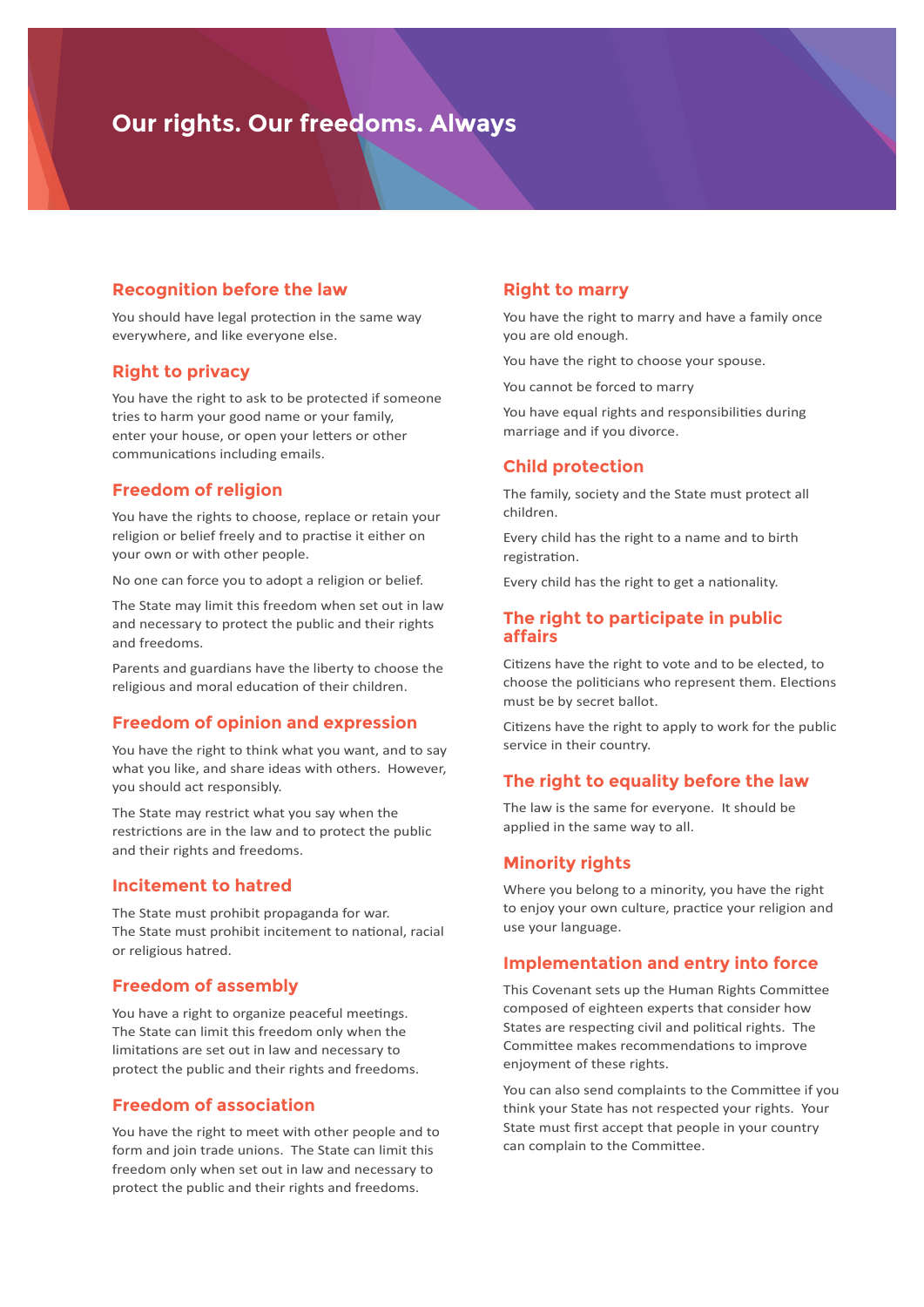# Our rights. Our freedoms. Always

## Recognition before the law

You should have legal protection in the same way everywhere, and like everyone else.

## Right to privacy

You have the right to ask to be protected if someone tries to harm your good name or your family, enter your house, or open your letters or other communications including emails.

## Freedom of religion

You have the rights to choose, replace or retain your religion or belief freely and to practise it either on your own or with other people.

No one can force you to adopt a religion or belief.

The State may limit this freedom when set out in law and necessary to protect the public and their rights and freedoms.

Parents and guardians have the liberty to choose the religious and moral education of their children.

## Freedom of opinion and expression

You have the right to think what you want, and to say what you like, and share ideas with others. However, you should act responsibly.

The State may restrict what you say when the restrictions are in the law and to protect the public and their rights and freedoms.

## Incitement to hatred

The State must prohibit propaganda for war.
The State must prohibit incitement to national, racial or religious hatred.

## Freedom of assembly

You have a right to organize peaceful meetings. The State can limit this freedom only when the limitations are set out in law and necessary to protect the public and their rights and freedoms.

## Freedom of association

You have the right to meet with other people and to form and join trade unions. The State can limit this freedom only when set out in law and necessary to protect the public and their rights and freedoms.

## Right to marry

You have the right to marry and have a family once you are old enough.

You have the right to choose your spouse.

You cannot be forced to marry

You have equal rights and responsibilities during marriage and if you divorce.

## Child protection

The family, society and the State must protect all children.

Every child has the right to a name and to birth registration.

Every child has the right to get a nationality.

## The right to participate in public affairs

Citizens have the right to vote and to be elected, to choose the politicians who represent them. Elections must be by secret ballot.

Citizens have the right to apply to work for the public service in their country.

## The right to equality before the law

The law is the same for everyone. It should be applied in the same way to all.

## Minority rights

Where you belong to a minority, you have the right to enjoy your own culture, practice your religion and use your language.

## Implementation and entry into force

This Covenant sets up the Human Rights Committee composed of eighteen experts that consider how States are respecting civil and political rights. The Committee makes recommendations to improve enjoyment of these rights.

You can also send complaints to the Committee if you think your State has not respected your rights. Your State must first accept that people in your country can complain to the Committee.